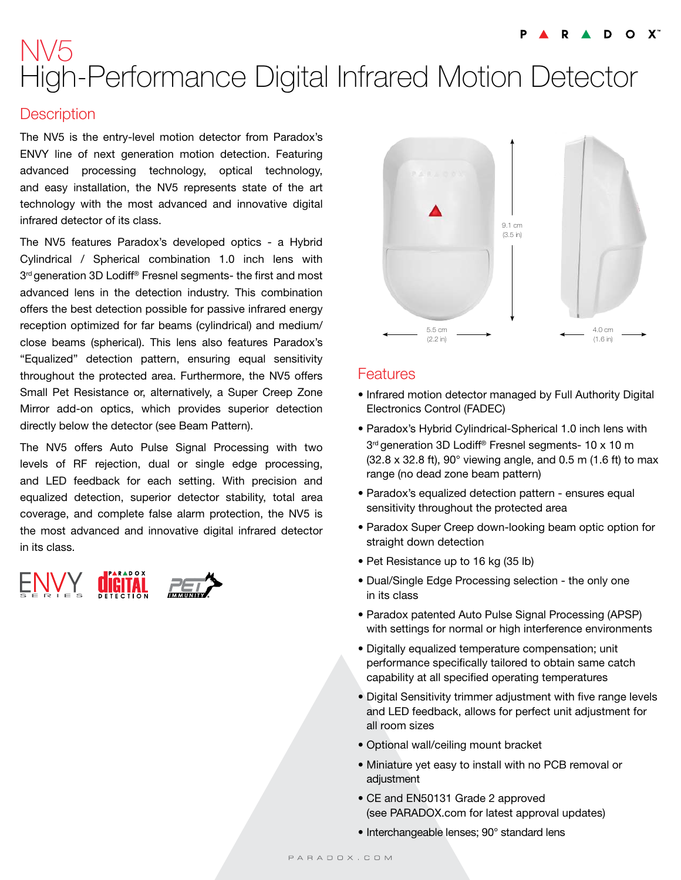# NV5
# High-Performance Digital Infrared Motion Detector

## Description

The NV5 is the entry-level motion detector from Paradox's ENVY line of next generation motion detection. Featuring advanced processing technology, optical technology, and easy installation, the NV5 represents state of the art technology with the most advanced and innovative digital infrared detector of its class.

The NV5 features Paradox's developed optics - a Hybrid Cylindrical / Spherical combination 1.0 inch lens with 3rd generation 3D Lodiff® Fresnel segments- the first and most advanced lens in the detection industry. This combination offers the best detection possible for passive infrared energy reception optimized for far beams (cylindrical) and medium/close beams (spherical). This lens also features Paradox's "Equalized" detection pattern, ensuring equal sensitivity throughout the protected area. Furthermore, the NV5 offers Small Pet Resistance or, alternatively, a Super Creep Zone Mirror add-on optics, which provides superior detection directly below the detector (see Beam Pattern).

The NV5 offers Auto Pulse Signal Processing with two levels of RF rejection, dual or single edge processing, and LED feedback for each setting. With precision and equalized detection, superior detector stability, total area coverage, and complete false alarm protection, the NV5 is the most advanced and innovative digital infrared detector in its class.

9.1 cm (3.5 in)

5.5 cm (2.2 in)

4.0 cm (1.6 in)

## Features

- Infrared motion detector managed by Full Authority Digital Electronics Control (FADEC)
- Paradox's Hybrid Cylindrical-Spherical 1.0 inch lens with 3rd generation 3D Lodiff® Fresnel segments- 10 x 10 m (32.8 x 32.8 ft), 90° viewing angle, and 0.5 m (1.6 ft) to max range (no dead zone beam pattern)
- Paradox's equalized detection pattern - ensures equal sensitivity throughout the protected area
- Paradox Super Creep down-looking beam optic option for straight down detection
- Pet Resistance up to 16 kg (35 lb)
- Dual/Single Edge Processing selection - the only one in its class
- Paradox patented Auto Pulse Signal Processing (APSP) with settings for normal or high interference environments
- Digitally equalized temperature compensation; unit performance specifically tailored to obtain same catch capability at all specified operating temperatures
- Digital Sensitivity trimmer adjustment with five range levels and LED feedback, allows for perfect unit adjustment for all room sizes
- Optional wall/ceiling mount bracket
- Miniature yet easy to install with no PCB removal or adjustment
- CE and EN50131 Grade 2 approved (see PARADOX.com for latest approval updates)
- Interchangeable lenses; 90° standard lens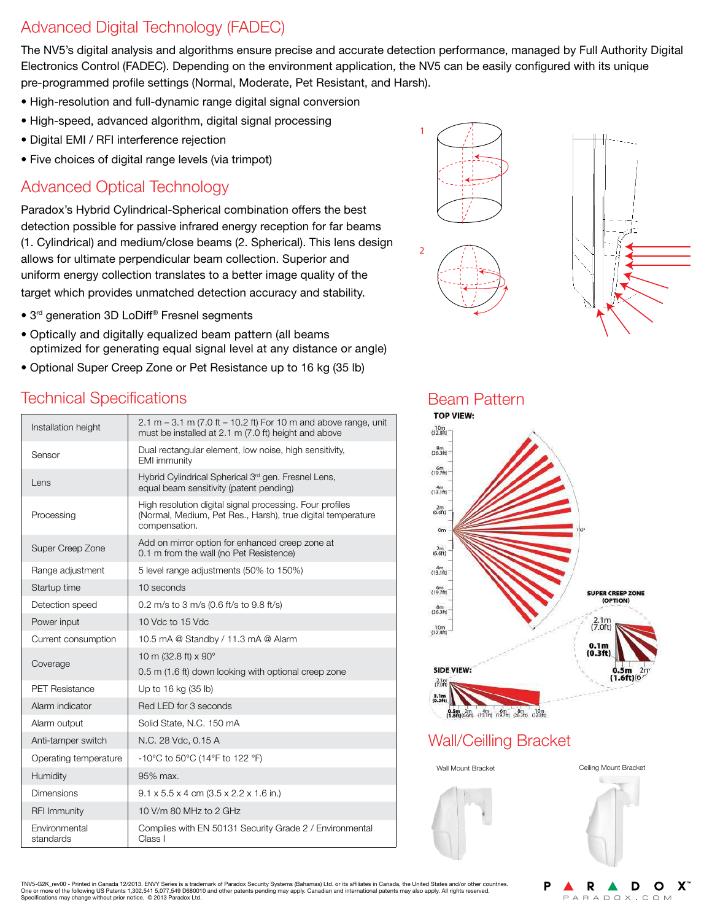## Advanced Digital Technology (FADEC)

The NV5's digital analysis and algorithms ensure precise and accurate detection performance, managed by Full Authority Digital Electronics Control (FADEC). Depending on the environment application, the NV5 can be easily configured with its unique pre-programmed profile settings (Normal, Moderate, Pet Resistant, and Harsh).

- High-resolution and full-dynamic range digital signal conversion
- High-speed, advanced algorithm, digital signal processing
- Digital EMI / RFI interference rejection
- Five choices of digital range levels (via trimpot)

## Advanced Optical Technology

Paradox's Hybrid Cylindrical-Spherical combination offers the best detection possible for passive infrared energy reception for far beams (1. Cylindrical) and medium/close beams (2. Spherical). This lens design allows for ultimate perpendicular beam collection. Superior and uniform energy collection translates to a better image quality of the target which provides unmatched detection accuracy and stability.

- 3rd generation 3D LoDiff® Fresnel segments
- Optically and digitally equalized beam pattern (all beams optimized for generating equal signal level at any distance or angle)
- Optional Super Creep Zone or Pet Resistance up to 16 kg (35 lb)

1

2

## Technical Specifications

| | |
|---|---|
| Installation height | 2.1 m – 3.1 m (7.0 ft – 10.2 ft) For 10 m and above range, unit must be installed at 2.1 m (7.0 ft) height and above |
| Sensor | Dual rectangular element, low noise, high sensitivity, EMI immunity |
| Lens | Hybrid Cylindrical Spherical 3rd gen. Fresnel Lens, equal beam sensitivity (patent pending) |
| Processing | High resolution digital signal processing. Four profiles (Normal, Medium, Pet Res., Harsh), true digital temperature compensation. |
| Super Creep Zone | Add on mirror option for enhanced creep zone at 0.1 m from the wall (no Pet Resistence) |
| Range adjustment | 5 level range adjustments (50% to 150%) |
| Startup time | 10 seconds |
| Detection speed | 0.2 m/s to 3 m/s (0.6 ft/s to 9.8 ft/s) |
| Power input | 10 Vdc to 15 Vdc |
| Current consumption | 10.5 mA @ Standby / 11.3 mA @ Alarm |
| Coverage | 10 m (32.8 ft) x 90°<br>0.5 m (1.6 ft) down looking with optional creep zone |
| PET Resistance | Up to 16 kg (35 lb) |
| Alarm indicator | Red LED for 3 seconds |
| Alarm output | Solid State, N.C. 150 mA |
| Anti-tamper switch | N.C. 28 Vdc, 0.15 A |
| Operating temperature | -10°C to 50°C (14°F to 122 °F) |
| Humidity | 95% max. |
| Dimensions | 9.1 x 5.5 x 4 cm (3.5 x 2.2 x 1.6 in.) |
| RFI Immunity | 10 V/m 80 MHz to 2 GHz |
| Environmental standards | Complies with EN 50131 Security Grade 2 / Environmental Class I |

## Beam Pattern

TOP VIEW:

10m (32.8ft)
8m (26.3ft)
6m (19.7ft)
4m (13.1ft)
2m (6.6ft)
0m
2m (6.6ft)
4m (13.1ft)
6m (19.7ft)
8m (26.3ft)
10m (32.8ft)

SUPER CREEP ZONE (OPTION)

2.1m (7.0ft)
0.1m (0.3ft)
0.5m (1.6ft)
2m

SIDE VIEW:

2.1m (7.0ft)
0.1m (0.3ft)
0.5m (1.6ft) 2m (6.6ft) 4m (13.1ft) 6m (19.7ft) 8m (26.3ft) 10m (32.8ft)

## Wall/Ceilling Bracket

Wall Mount Bracket

Ceiling Mount Bracket

TNV5-G2K_rev00 - Printed in Canada 12/2013. ENVY Series is a trademark of Paradox Security Systems (Bahamas) Ltd. or its affiliates in Canada, the United States and/or other countries. One or more of the following US Patents 1,302,541 5,077,549 D680010 and other patents pending may apply. Canadian and international patents may also apply. All rights reserved. Specifications may change without prior notice. © 2013 Paradox Ltd.

PARADOX™
PARADOX.COM